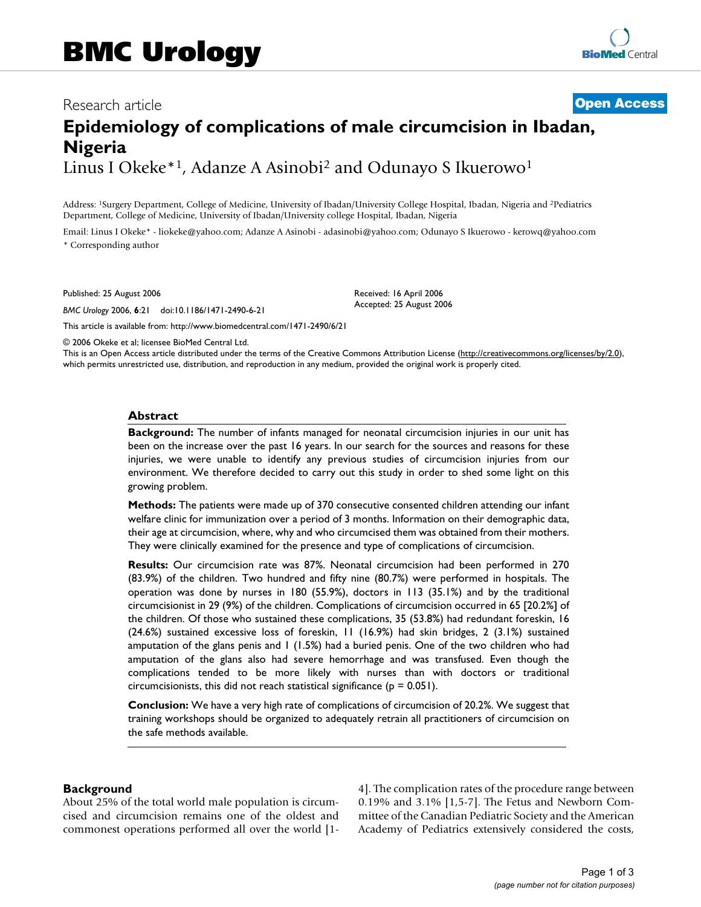Research article

**Open Access**

# Epidemiology of complications of male circumcision in Ibadan, Nigeria

Linus I Okeke*[1], Adanze A Asinobi[2] and Odunayo S Ikuerowo[1]

Address: [1]Surgery Department, College of Medicine, University of Ibadan/University College Hospital, Ibadan, Nigeria and [2]Pediatrics Department, College of Medicine, University of Ibadan/University college Hospital, Ibadan, Nigeria

Email: Linus I Okeke* - liokeke@yahoo.com; Adanze A Asinobi - adasinobi@yahoo.com; Odunayo S Ikuerowo - kerowq@yahoo.com

\* Corresponding author

Published: 25 August 2006

*BMC Urology* 2006, **6**:21 doi:10.1186/1471-2490-6-21

Received: 16 April 2006
Accepted: 25 August 2006

This article is available from: http://www.biomedcentral.com/1471-2490/6/21

© 2006 Okeke et al; licensee BioMed Central Ltd.
This is an Open Access article distributed under the terms of the Creative Commons Attribution License (http://creativecommons.org/licenses/by/2.0), which permits unrestricted use, distribution, and reproduction in any medium, provided the original work is properly cited.

## Abstract

**Background:** The number of infants managed for neonatal circumcision injuries in our unit has been on the increase over the past 16 years. In our search for the sources and reasons for these injuries, we were unable to identify any previous studies of circumcision injuries from our environment. We therefore decided to carry out this study in order to shed some light on this growing problem.

**Methods:** The patients were made up of 370 consecutive consented children attending our infant welfare clinic for immunization over a period of 3 months. Information on their demographic data, their age at circumcision, where, why and who circumcised them was obtained from their mothers. They were clinically examined for the presence and type of complications of circumcision.

**Results:** Our circumcision rate was 87%. Neonatal circumcision had been performed in 270 (83.9%) of the children. Two hundred and fifty nine (80.7%) were performed in hospitals. The operation was done by nurses in 180 (55.9%), doctors in 113 (35.1%) and by the traditional circumcisionist in 29 (9%) of the children. Complications of circumcision occurred in 65 [20.2%] of the children. Of those who sustained these complications, 35 (53.8%) had redundant foreskin, 16 (24.6%) sustained excessive loss of foreskin, 11 (16.9%) had skin bridges, 2 (3.1%) sustained amputation of the glans penis and 1 (1.5%) had a buried penis. One of the two children who had amputation of the glans also had severe hemorrhage and was transfused. Even though the complications tended to be more likely with nurses than with doctors or traditional circumcisionists, this did not reach statistical significance ($p = 0.051$).

**Conclusion:** We have a very high rate of complications of circumcision of 20.2%. We suggest that training workshops should be organized to adequately retrain all practitioners of circumcision on the safe methods available.

## Background

About 25% of the total world male population is circumcised and circumcision remains one of the oldest and commonest operations performed all over the world [1-4]. The complication rates of the procedure range between 0.19% and 3.1% [1,5-7]. The Fetus and Newborn Committee of the Canadian Pediatric Society and the American Academy of Pediatrics extensively considered the costs,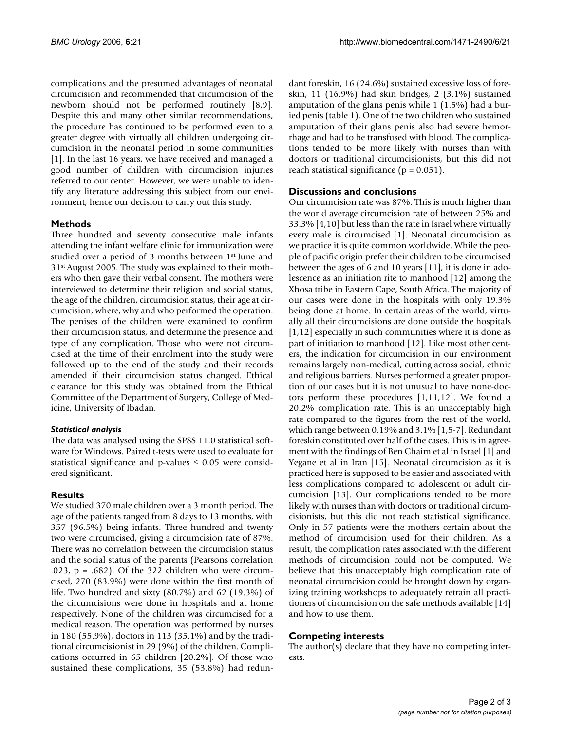complications and the presumed advantages of neonatal circumcision and recommended that circumcision of the newborn should not be performed routinely [8,9]. Despite this and many other similar recommendations, the procedure has continued to be performed even to a greater degree with virtually all children undergoing circumcision in the neonatal period in some communities [1]. In the last 16 years, we have received and managed a good number of children with circumcision injuries referred to our center. However, we were unable to identify any literature addressing this subject from our environment, hence our decision to carry out this study.

## Methods

Three hundred and seventy consecutive male infants attending the infant welfare clinic for immunization were studied over a period of 3 months between 1st June and 31st August 2005. The study was explained to their mothers who then gave their verbal consent. The mothers were interviewed to determine their religion and social status, the age of the children, circumcision status, their age at circumcision, where, why and who performed the operation. The penises of the children were examined to confirm their circumcision status, and determine the presence and type of any complication. Those who were not circumcised at the time of their enrolment into the study were followed up to the end of the study and their records amended if their circumcision status changed. Ethical clearance for this study was obtained from the Ethical Committee of the Department of Surgery, College of Medicine, University of Ibadan.

### *Statistical analysis*

The data was analysed using the SPSS 11.0 statistical software for Windows. Paired t-tests were used to evaluate for statistical significance and p-values $\leq 0.05$ were considered significant.

## Results

We studied 370 male children over a 3 month period. The age of the patients ranged from 8 days to 13 months, with 357 (96.5%) being infants. Three hundred and twenty two were circumcised, giving a circumcision rate of 87%. There was no correlation between the circumcision status and the social status of the parents (Pearsons correlation .023, $p = .682$). Of the 322 children who were circumcised, 270 (83.9%) were done within the first month of life. Two hundred and sixty (80.7%) and 62 (19.3%) of the circumcisions were done in hospitals and at home respectively. None of the children was circumcised for a medical reason. The operation was performed by nurses in 180 (55.9%), doctors in 113 (35.1%) and by the traditional circumcisionist in 29 (9%) of the children. Complications occurred in 65 children [20.2%]. Of those who sustained these complications, 35 (53.8%) had redundant foreskin, 16 (24.6%) sustained excessive loss of foreskin, 11 (16.9%) had skin bridges, 2 (3.1%) sustained amputation of the glans penis while 1 (1.5%) had a buried penis (table 1). One of the two children who sustained amputation of their glans penis also had severe hemorrhage and had to be transfused with blood. The complications tended to be more likely with nurses than with doctors or traditional circumcisionists, but this did not reach statistical significance ($p = 0.051$).

## Discussions and conclusions

Our circumcision rate was 87%. This is much higher than the world average circumcision rate of between 25% and 33.3% [4,10] but less than the rate in Israel where virtually every male is circumcised [1]. Neonatal circumcision as we practice it is quite common worldwide. While the people of pacific origin prefer their children to be circumcised between the ages of 6 and 10 years [11], it is done in adolescence as an initiation rite to manhood [12] among the Xhosa tribe in Eastern Cape, South Africa. The majority of our cases were done in the hospitals with only 19.3% being done at home. In certain areas of the world, virtually all their circumcisions are done outside the hospitals [1,12] especially in such communities where it is done as part of initiation to manhood [12]. Like most other centers, the indication for circumcision in our environment remains largely non-medical, cutting across social, ethnic and religious barriers. Nurses performed a greater proportion of our cases but it is not unusual to have none-doctors perform these procedures [1,11,12]. We found a 20.2% complication rate. This is an unacceptably high rate compared to the figures from the rest of the world, which range between 0.19% and 3.1% [1,5-7]. Redundant foreskin constituted over half of the cases. This is in agreement with the findings of Ben Chaim et al in Israel [1] and Yegane et al in Iran [15]. Neonatal circumcision as it is practiced here is supposed to be easier and associated with less complications compared to adolescent or adult circumcision [13]. Our complications tended to be more likely with nurses than with doctors or traditional circumcisionists, but this did not reach statistical significance. Only in 57 patients were the mothers certain about the method of circumcision used for their children. As a result, the complication rates associated with the different methods of circumcision could not be computed. We believe that this unacceptably high complication rate of neonatal circumcision could be brought down by organizing training workshops to adequately retrain all practitioners of circumcision on the safe methods available [14] and how to use them.

## Competing interests

The author(s) declare that they have no competing interests.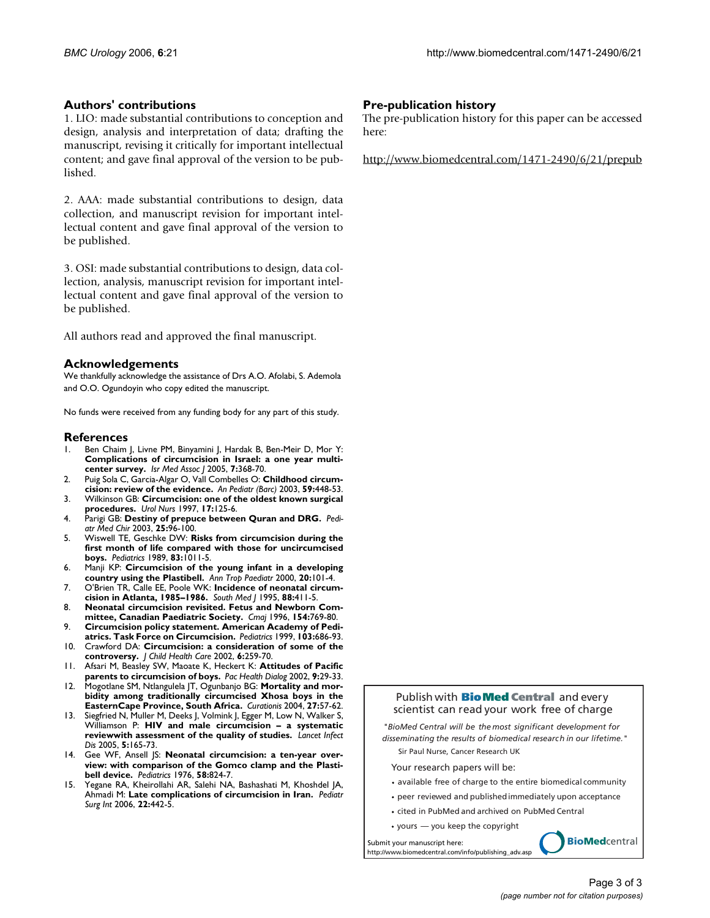## Authors' contributions

1. LIO: made substantial contributions to conception and design, analysis and interpretation of data; drafting the manuscript, revising it critically for important intellectual content; and gave final approval of the version to be published.

2. AAA: made substantial contributions to design, data collection, and manuscript revision for important intellectual content and gave final approval of the version to be published.

3. OSI: made substantial contributions to design, data collection, analysis, manuscript revision for important intellectual content and gave final approval of the version to be published.

All authors read and approved the final manuscript.

## Acknowledgements

We thankfully acknowledge the assistance of Drs A.O. Afolabi, S. Ademola and O.O. Ogundoyin who copy edited the manuscript.

No funds were received from any funding body for any part of this study.

## References

1. Ben Chaim J, Livne PM, Binyamini J, Hardak B, Ben-Meir D, Mor Y: **Complications of circumcision in Israel: a one year multicenter survey.** *Isr Med Assoc J* 2005, **7:**368-70.
2. Puig Sola C, Garcia-Algar O, Vall Combelles O: **Childhood circumcision: review of the evidence.** *An Pediatr (Barc)* 2003, **59:**448-53.
3. Wilkinson GB: **Circumcision: one of the oldest known surgical procedures.** *Urol Nurs* 1997, **17:**125-6.
4. Parigi GB: **Destiny of prepuce between Quran and DRG.** *Pediatr Med Chir* 2003, **25:**96-100.
5. Wiswell TE, Geschke DW: **Risks from circumcision during the first month of life compared with those for uncircumcised boys.** *Pediatrics* 1989, **83:**1011-5.
6. Manji KP: **Circumcision of the young infant in a developing country using the Plastibell.** *Ann Trop Paediatr* 2000, **20:**101-4.
7. O'Brien TR, Calle EE, Poole WK: **Incidence of neonatal circumcision in Atlanta, 1985–1986.** *South Med J* 1995, **88:**411-5.
8. **Neonatal circumcision revisited. Fetus and Newborn Committee, Canadian Paediatric Society.** *Cmaj* 1996, **154:**769-80.
9. **Circumcision policy statement. American Academy of Pediatrics. Task Force on Circumcision.** *Pediatrics* 1999, **103:**686-93.
10. Crawford DA: **Circumcision: a consideration of some of the controversy.** *J Child Health Care* 2002, **6:**259-70.
11. Afsari M, Beasley SW, Maoate K, Heckert K: **Attitudes of Pacific parents to circumcision of boys.** *Pac Health Dialog* 2002, **9:**29-33.
12. Mogotlane SM, Ntlangulela JT, Ogunbanjo BG: **Mortality and morbidity among traditionally circumcised Xhosa boys in the EasternCape Province, South Africa.** *Curationis* 2004, **27:**57-62.
13. Siegfried N, Muller M, Deeks J, Volmink J, Egger M, Low N, Walker S, Williamson P: **HIV and male circumcision – a systematic reviewwith assessment of the quality of studies.** *Lancet Infect Dis* 2005, **5:**165-73.
14. Gee WF, Ansell JS: **Neonatal circumcision: a ten-year overview: with comparison of the Gomco clamp and the Plastibell device.** *Pediatrics* 1976, **58:**824-7.
15. Yegane RA, Kheirollahi AR, Salehi NA, Bashashati M, Khoshdel JA, Ahmadi M: **Late complications of circumcision in Iran.** *Pediatr Surg Int* 2006, **22:**442-5.

## Pre-publication history

The pre-publication history for this paper can be accessed here:

http://www.biomedcentral.com/1471-2490/6/21/prepub

Publish with **BioMed Central** and every scientist can read your work free of charge

*"BioMed Central will be the most significant development for disseminating the results of biomedical research in our lifetime."*

Sir Paul Nurse, Cancer Research UK

Your research papers will be:

- available free of charge to the entire biomedical community
- peer reviewed and published immediately upon acceptance
- cited in PubMed and archived on PubMed Central
- yours — you keep the copyright

Submit your manuscript here:
http://www.biomedcentral.com/info/publishing_adv.asp

BioMedcentral